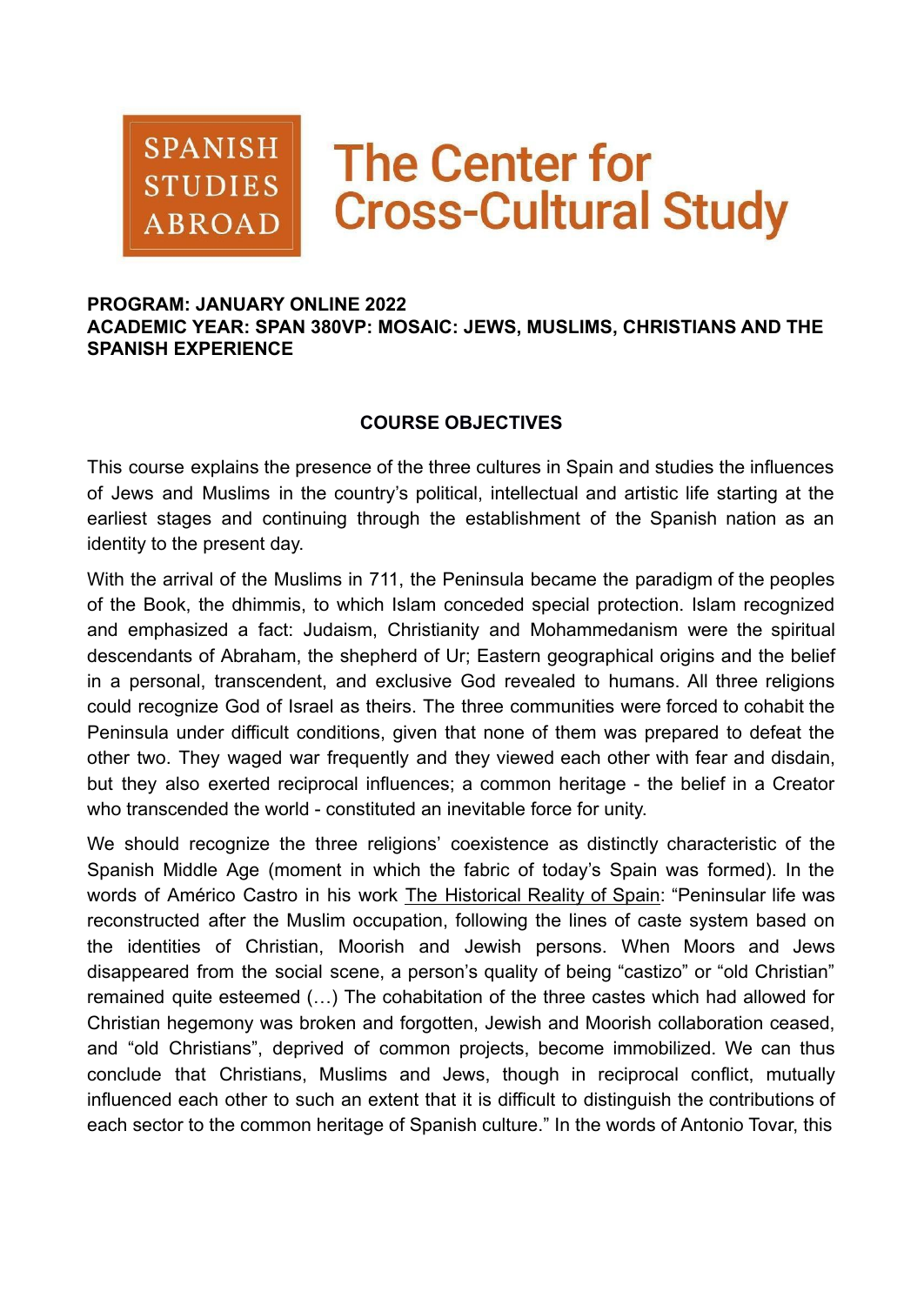SPANISH STUDIES ABROAD

# The Center for Cross-Cultural Study

**PROGRAM: JANUARY ONLINE 2022**
**ACADEMIC YEAR: SPAN 380VP: MOSAIC: JEWS, MUSLIMS, CHRISTIANS AND THE SPANISH EXPERIENCE**

## COURSE OBJECTIVES

This course explains the presence of the three cultures in Spain and studies the influences of Jews and Muslims in the country's political, intellectual and artistic life starting at the earliest stages and continuing through the establishment of the Spanish nation as an identity to the present day.

With the arrival of the Muslims in 711, the Peninsula became the paradigm of the peoples of the Book, the dhimmis, to which Islam conceded special protection. Islam recognized and emphasized a fact: Judaism, Christianity and Mohammedanism were the spiritual descendants of Abraham, the shepherd of Ur; Eastern geographical origins and the belief in a personal, transcendent, and exclusive God revealed to humans. All three religions could recognize God of Israel as theirs. The three communities were forced to cohabit the Peninsula under difficult conditions, given that none of them was prepared to defeat the other two. They waged war frequently and they viewed each other with fear and disdain, but they also exerted reciprocal influences; a common heritage - the belief in a Creator who transcended the world - constituted an inevitable force for unity.

We should recognize the three religions' coexistence as distinctly characteristic of the Spanish Middle Age (moment in which the fabric of today's Spain was formed). In the words of Américo Castro in his work The Historical Reality of Spain: "Peninsular life was reconstructed after the Muslim occupation, following the lines of caste system based on the identities of Christian, Moorish and Jewish persons. When Moors and Jews disappeared from the social scene, a person's quality of being "castizo" or "old Christian" remained quite esteemed (…) The cohabitation of the three castes which had allowed for Christian hegemony was broken and forgotten, Jewish and Moorish collaboration ceased, and "old Christians", deprived of common projects, become immobilized. We can thus conclude that Christians, Muslims and Jews, though in reciprocal conflict, mutually influenced each other to such an extent that it is difficult to distinguish the contributions of each sector to the common heritage of Spanish culture." In the words of Antonio Tovar, this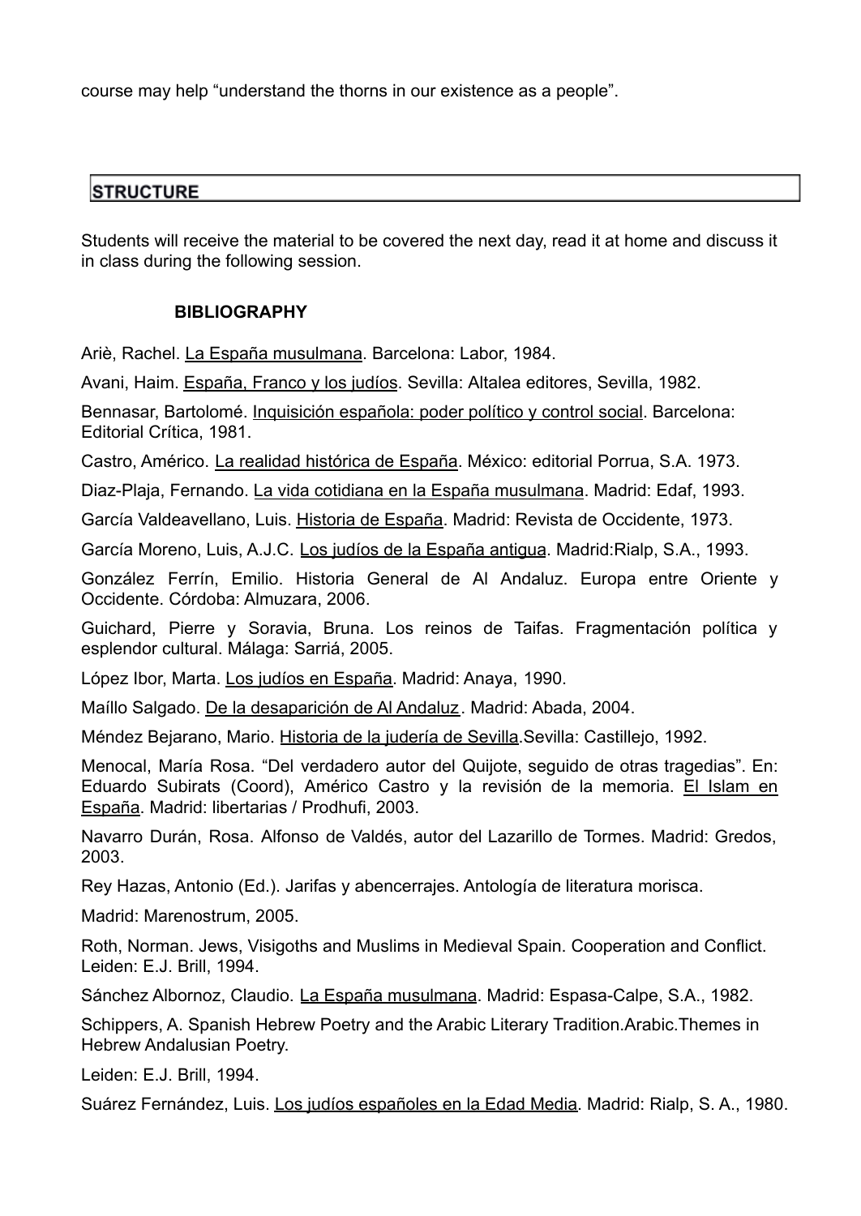course may help “understand the thorns in our existence as a people”.

## STRUCTURE

Students will receive the material to be covered the next day, read it at home and discuss it in class during the following session.

### BIBLIOGRAPHY

Ariè, Rachel. La España musulmana. Barcelona: Labor, 1984.

Avani, Haim. España, Franco y los judíos. Sevilla: Altalea editores, Sevilla, 1982.

Bennasar, Bartolomé. Inquisición española: poder político y control social. Barcelona: Editorial Crítica, 1981.

Castro, Américo. La realidad histórica de España. México: editorial Porrua, S.A. 1973.

Diaz-Plaja, Fernando. La vida cotidiana en la España musulmana. Madrid: Edaf, 1993.

García Valdeavellano, Luis. Historia de España. Madrid: Revista de Occidente, 1973.

García Moreno, Luis, A.J.C. Los judíos de la España antigua. Madrid:Rialp, S.A., 1993.

González Ferrín, Emilio. Historia General de Al Andaluz. Europa entre Oriente y Occidente. Córdoba: Almuzara, 2006.

Guichard, Pierre y Soravia, Bruna. Los reinos de Taifas. Fragmentación política y esplendor cultural. Málaga: Sarriá, 2005.

López Ibor, Marta. Los judíos en España. Madrid: Anaya, 1990.

Maíllo Salgado. De la desaparición de Al Andaluz. Madrid: Abada, 2004.

Méndez Bejarano, Mario. Historia de la judería de Sevilla.Sevilla: Castillejo, 1992.

Menocal, María Rosa. “Del verdadero autor del Quijote, seguido de otras tragedias”. En: Eduardo Subirats (Coord), Américo Castro y la revisión de la memoria. El Islam en España. Madrid: libertarias / Prodhufi, 2003.

Navarro Durán, Rosa. Alfonso de Valdés, autor del Lazarillo de Tormes. Madrid: Gredos, 2003.

Rey Hazas, Antonio (Ed.). Jarifas y abencerrajes. Antología de literatura morisca.

Madrid: Marenostrum, 2005.

Roth, Norman. Jews, Visigoths and Muslims in Medieval Spain. Cooperation and Conflict. Leiden: E.J. Brill, 1994.

Sánchez Albornoz, Claudio. La España musulmana. Madrid: Espasa-Calpe, S.A., 1982.

Schippers, A. Spanish Hebrew Poetry and the Arabic Literary Tradition.Arabic.Themes in Hebrew Andalusian Poetry.

Leiden: E.J. Brill, 1994.

Suárez Fernández, Luis. Los judíos españoles en la Edad Media. Madrid: Rialp, S. A., 1980.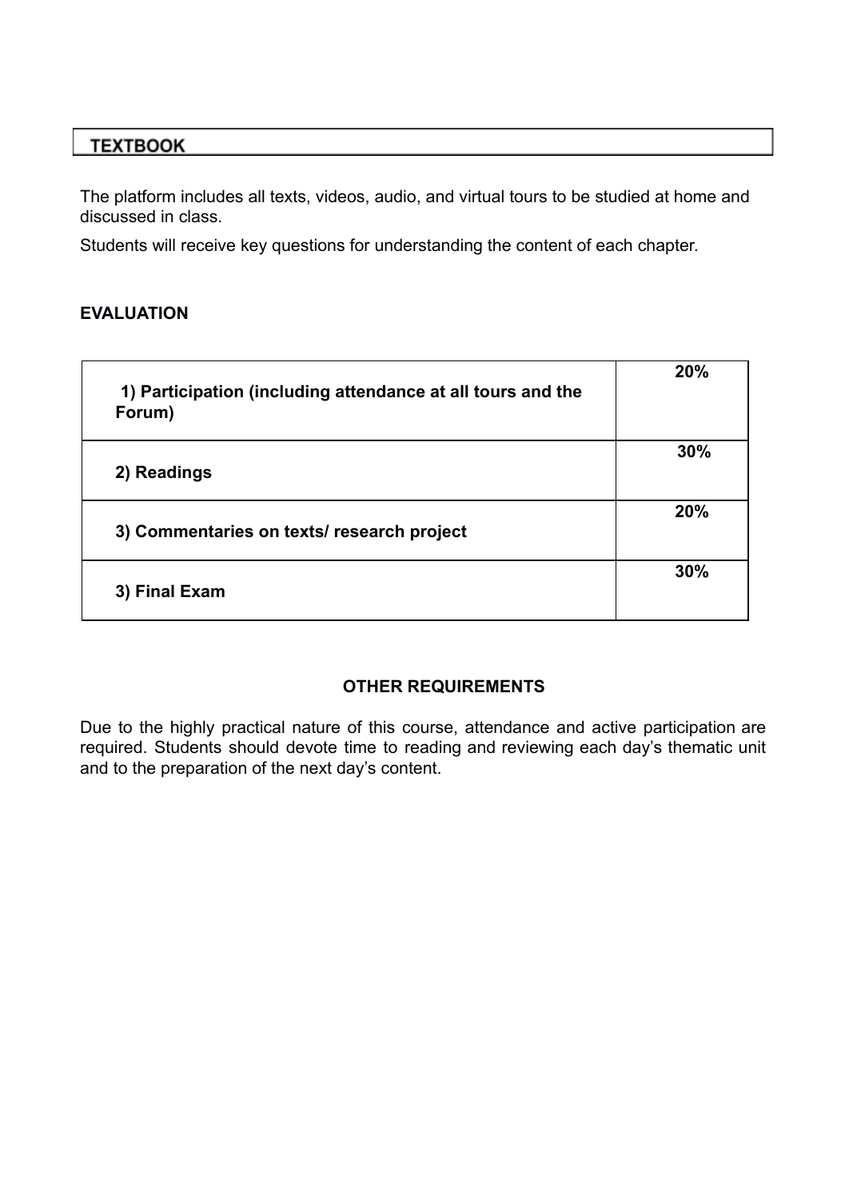## TEXTBOOK

The platform includes all texts, videos, audio, and virtual tours to be studied at home and discussed in class.

Students will receive key questions for understanding the content of each chapter.

**EVALUATION**

| | |
|---|---|
| **1) Participation (including attendance at all tours and the Forum)** | **20%** |
| **2) Readings** | **30%** |
| **3) Commentaries on texts/ research project** | **20%** |
| **3) Final Exam** | **30%** |

**OTHER REQUIREMENTS**

Due to the highly practical nature of this course, attendance and active participation are required. Students should devote time to reading and reviewing each day's thematic unit and to the preparation of the next day's content.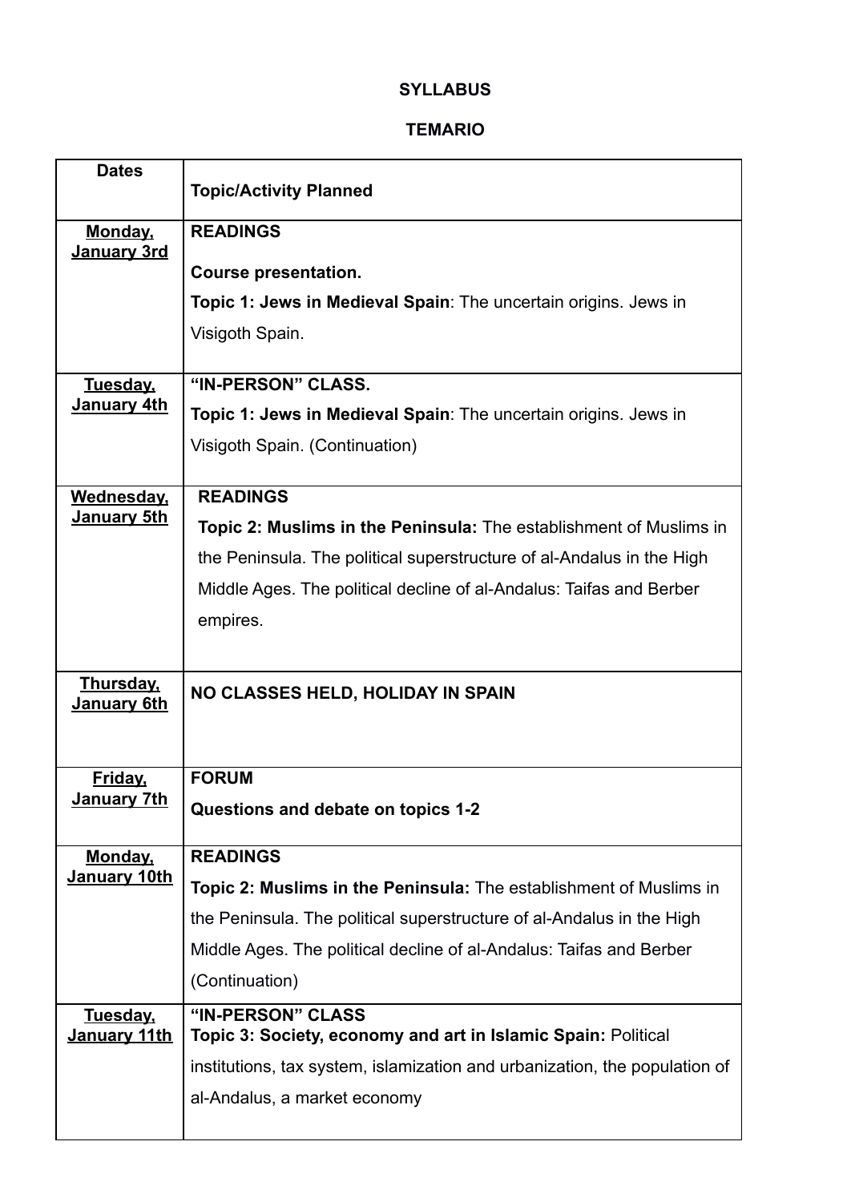**SYLLABUS**

**TEMARIO**

| Dates | Topic/Activity Planned |
|---|---|
| Monday, January 3rd | **READINGS**<br>**Course presentation.**<br>**Topic 1: Jews in Medieval Spain**: The uncertain origins. Jews in Visigoth Spain. |
| Tuesday, January 4th | **"IN-PERSON" CLASS.**<br>**Topic 1: Jews in Medieval Spain**: The uncertain origins. Jews in Visigoth Spain. (Continuation) |
| Wednesday, January 5th | **READINGS**<br>**Topic 2: Muslims in the Peninsula:** The establishment of Muslims in the Peninsula. The political superstructure of al-Andalus in the High Middle Ages. The political decline of al-Andalus: Taifas and Berber empires. |
| Thursday, January 6th | **NO CLASSES HELD, HOLIDAY IN SPAIN** |
| Friday, January 7th | **FORUM**<br>**Questions and debate on topics 1-2** |
| Monday, January 10th | **READINGS**<br>**Topic 2: Muslims in the Peninsula:** The establishment of Muslims in the Peninsula. The political superstructure of al-Andalus in the High Middle Ages. The political decline of al-Andalus: Taifas and Berber (Continuation) |
| Tuesday, January 11th | **"IN-PERSON" CLASS**<br>**Topic 3: Society, economy and art in Islamic Spain:** Political institutions, tax system, islamization and urbanization, the population of al-Andalus, a market economy |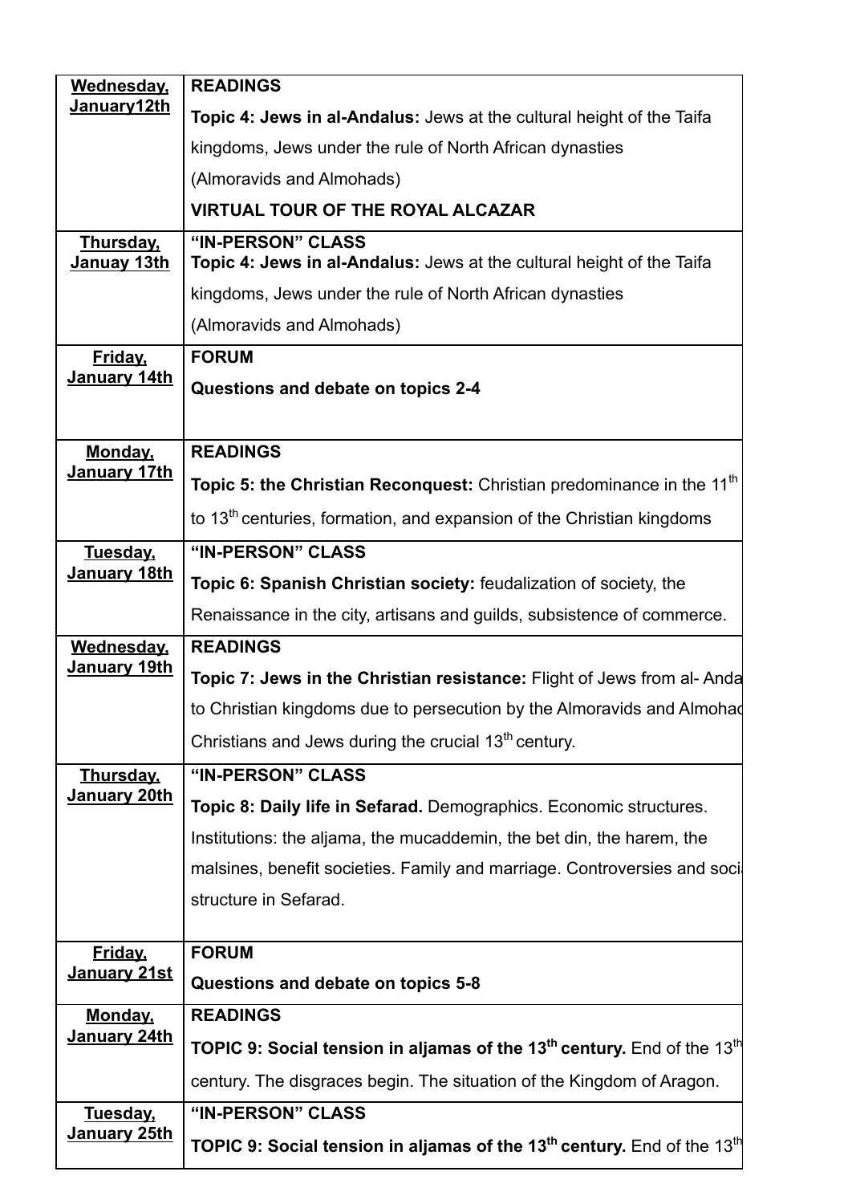| Wednesday, January12th | **READINGS**<br>**Topic 4: Jews in al-Andalus:** Jews at the cultural height of the Taifa kingdoms, Jews under the rule of North African dynasties (Almoravids and Almohads)<br>**VIRTUAL TOUR OF THE ROYAL ALCAZAR** |
|---|---|
| Thursday, Januay 13th | **"IN-PERSON" CLASS**<br>**Topic 4: Jews in al-Andalus:** Jews at the cultural height of the Taifa kingdoms, Jews under the rule of North African dynasties (Almoravids and Almohads) |
| Friday, January 14th | **FORUM**<br>**Questions and debate on topics 2-4** |
| Monday, January 17th | **READINGS**<br>**Topic 5: the Christian Reconquest:** Christian predominance in the 11th to 13th centuries, formation, and expansion of the Christian kingdoms |
| Tuesday, January 18th | **"IN-PERSON" CLASS**<br>**Topic 6: Spanish Christian society:** feudalization of society, the Renaissance in the city, artisans and guilds, subsistence of commerce. |
| Wednesday, January 19th | **READINGS**<br>**Topic 7: Jews in the Christian resistance:** Flight of Jews from al- Anda to Christian kingdoms due to persecution by the Almoravids and Almohad Christians and Jews during the crucial 13th century. |
| Thursday, January 20th | **"IN-PERSON" CLASS**<br>**Topic 8: Daily life in Sefarad.** Demographics. Economic structures. Institutions: the aljama, the mucaddemin, the bet din, the harem, the malsines, benefit societies. Family and marriage. Controversies and soci structure in Sefarad. |
| Friday, January 21st | **FORUM**<br>**Questions and debate on topics 5-8** |
| Monday, January 24th | **READINGS**<br>**TOPIC 9: Social tension in aljamas of the 13th century.** End of the 13th century. The disgraces begin. The situation of the Kingdom of Aragon. |
| Tuesday, January 25th | **"IN-PERSON" CLASS**<br>**TOPIC 9: Social tension in aljamas of the 13th century.** End of the 13th |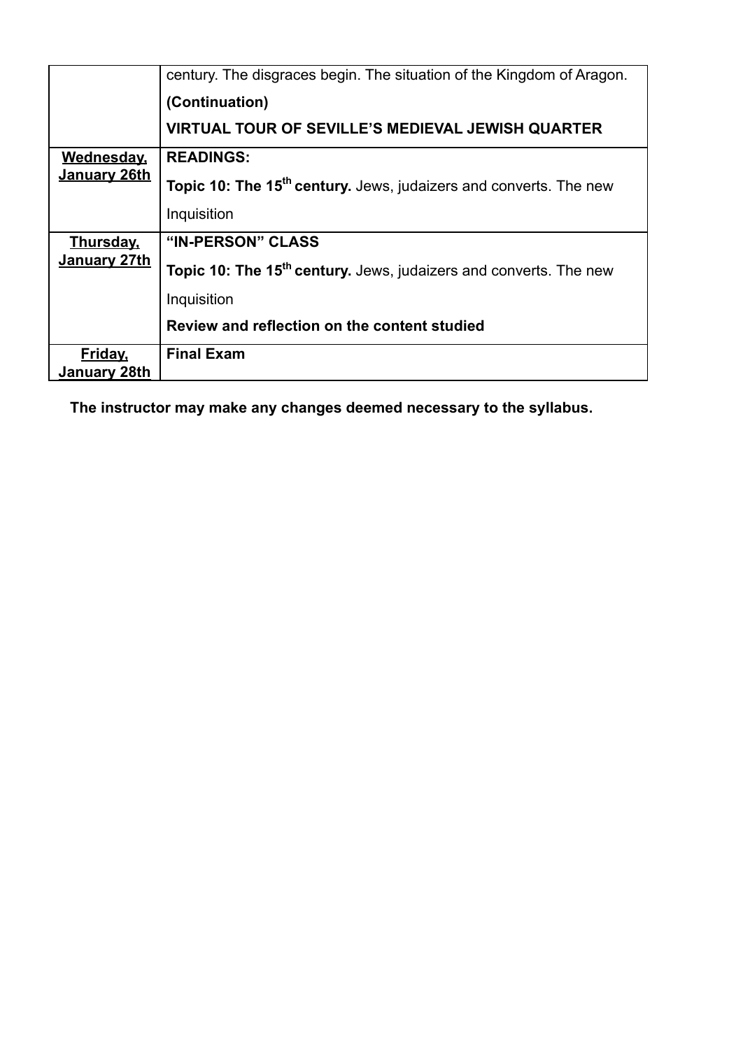| | |
|---|---|
| | century. The disgraces begin. The situation of the Kingdom of Aragon. **(Continuation)** **VIRTUAL TOUR OF SEVILLE'S MEDIEVAL JEWISH QUARTER** |
| **Wednesday, January 26th** | **READINGS:** **Topic 10: The 15th century.** Jews, judaizers and converts. The new Inquisition |
| **Thursday, January 27th** | **"IN-PERSON" CLASS** **Topic 10: The 15th century.** Jews, judaizers and converts. The new Inquisition **Review and reflection on the content studied** |
| **Friday, January 28th** | **Final Exam** |

**The instructor may make any changes deemed necessary to the syllabus.**